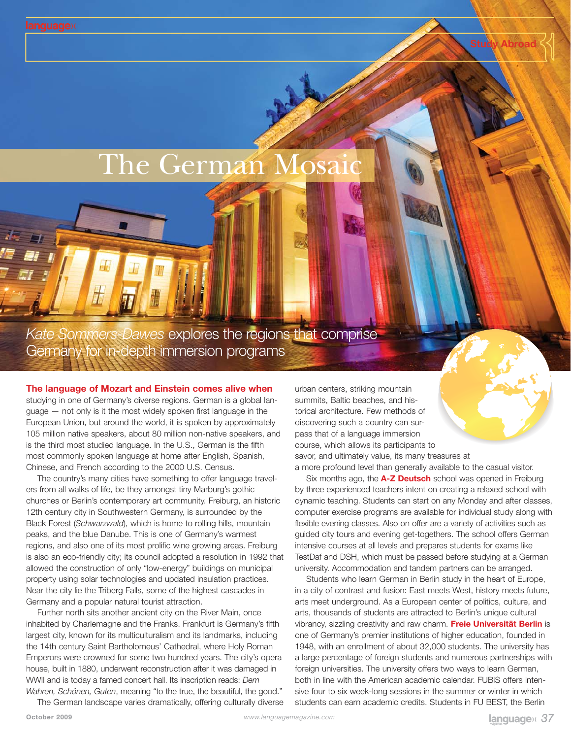# The German Mosaic

*Kate Sommers-Dawes* explores the regions that comprise Germany for in-depth immersion programs

**The language of Mozart and Einstein comes alive when** studying in one of Germany's diverse regions. German is a global language — not only is it the most widely spoken first language in the European Union, but around the world, it is spoken by approximately 105 million native speakers, about 80 million non-native speakers, and is the third most studied language. In the U.S., German is the fifth most commonly spoken language at home after English, Spanish, Chinese, and French according to the 2000 U.S. Census.

The country's many cities have something to offer language travelers from all walks of life, be they amongst tiny Marburg's gothic churches or Berlin's contemporary art community. Freiburg, an historic 12th century city in Southwestern Germany, is surrounded by the Black Forest (*Schwarzwald*), which is home to rolling hills, mountain peaks, and the blue Danube. This is one of Germany's warmest regions, and also one of its most prolific wine growing areas. Freiburg is also an eco-friendly city; its council adopted a resolution in 1992 that allowed the construction of only "low-energy" buildings on municipal property using solar technologies and updated insulation practices. Near the city lie the Triberg Falls, some of the highest cascades in Germany and a popular natural tourist attraction.

Further north sits another ancient city on the River Main, once inhabited by Charlemagne and the Franks. Frankfurt is Germany's fifth largest city, known for its multiculturalism and its landmarks, including the 14th century Saint Bartholomeus' Cathedral, where Holy Roman Emperors were crowned for some two hundred years. The city's opera house, built in 1880, underwent reconstruction after it was damaged in WWII and is today a famed concert hall. Its inscription reads: *Dem Wahren, Schönen, Guten*, meaning "to the true, the beautiful, the good."

The German landscape varies dramatically, offering culturally diverse urban centers, striking mountain summits, Baltic beaches, and historical architecture. Few methods of discovering such a country can surpass that of a language immersion course, which allows its participants to savor, and ultimately value, its many treasures at a more profound level than generally available to the casual visitor.

Six months ago, the **A-Z Deutsch** school was opened in Freiburg by three experienced teachers intent on creating a relaxed school with dynamic teaching. Students can start on any Monday and after classes, computer exercise programs are available for individual study along with flexible evening classes. Also on offer are a variety of activities such as guided city tours and evening get-togethers. The school offers German intensive courses at all levels and prepares students for exams like TestDaf and DSH, which must be passed before studying at a German university. Accommodation and tandem partners can be arranged.

Students who learn German in Berlin study in the heart of Europe, in a city of contrast and fusion: East meets West, history meets future, arts meet underground. As a European center of politics, culture, and arts, thousands of students are attracted to Berlin's unique cultural vibrancy, sizzling creativity and raw charm. **Freie Universität Berlin** is one of Germany's premier institutions of higher education, founded in 1948, with an enrollment of about 32,000 students. The university has a large percentage of foreign students and numerous partnerships with foreign universities. The university offers two ways to learn German, both in line with the American academic calendar. FUBiS offers intensive four to six week-long sessions in the summer or winter in which students can earn academic credits. Students in FU BEST, the Berlin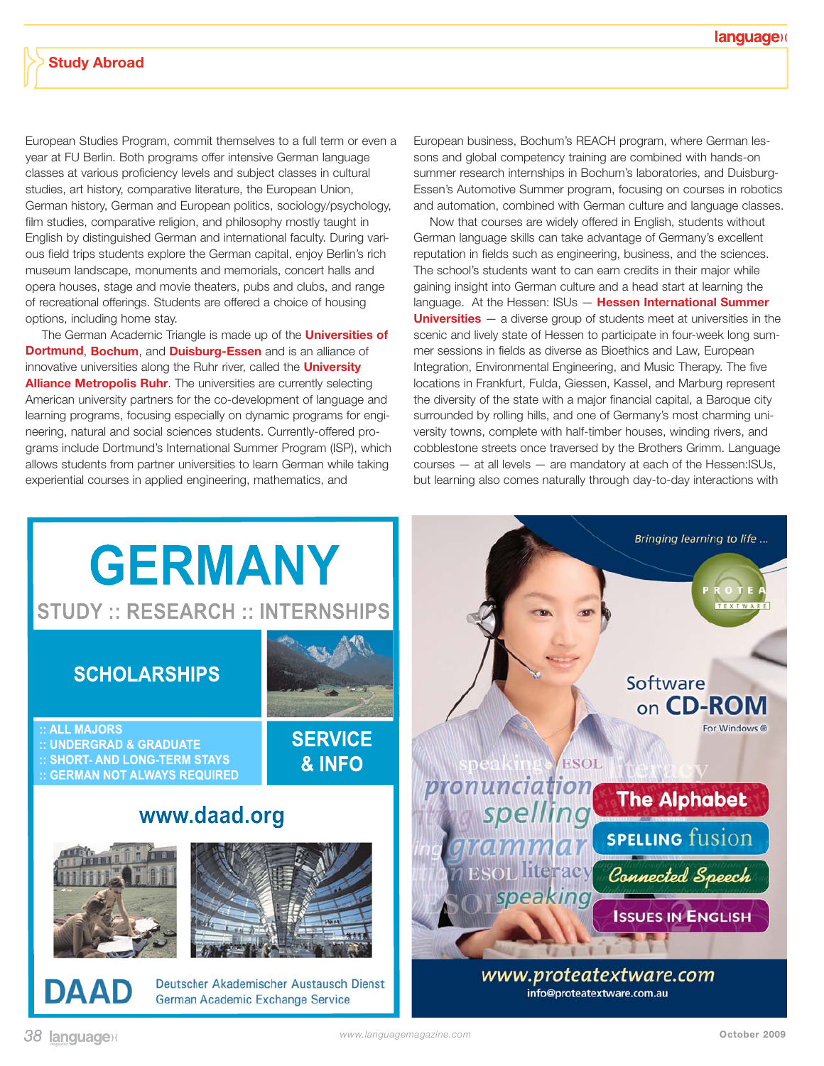## Study Abroad

European Studies Program, commit themselves to a full term or even a year at FU Berlin. Both programs offer intensive German language classes at various proficiency levels and subject classes in cultural studies, art history, comparative literature, the European Union, German history, German and European politics, sociology/psychology, film studies, comparative religion, and philosophy mostly taught in English by distinguished German and international faculty. During various field trips students explore the German capital, enjoy Berlin's rich museum landscape, monuments and memorials, concert halls and opera houses, stage and movie theaters, pubs and clubs, and range of recreational offerings. Students are offered a choice of housing options, including home stay.

The German Academic Triangle is made up of the **Universities of Dortmund**, **Bochum**, and **Duisburg-Essen** and is an alliance of innovative universities along the Ruhr river, called the **University Alliance Metropolis Ruhr**. The universities are currently selecting American university partners for the co-development of language and learning programs, focusing especially on dynamic programs for engineering, natural and social sciences students. Currently-offered programs include Dortmund's International Summer Program (ISP), which allows students from partner universities to learn German while taking experiential courses in applied engineering, mathematics, and European business, Bochum's REACH program, where German lessons and global competency training are combined with hands-on summer research internships in Bochum's laboratories, and Duisburg-Essen's Automotive Summer program, focusing on courses in robotics and automation, combined with German culture and language classes.

Now that courses are widely offered in English, students without German language skills can take advantage of Germany's excellent reputation in fields such as engineering, business, and the sciences. The school's students want to can earn credits in their major while gaining insight into German culture and a head start at learning the language. At the Hessen: ISUs — **Hessen International Summer Universities** — a diverse group of students meet at universities in the scenic and lively state of Hessen to participate in four-week long summer sessions in fields as diverse as Bioethics and Law, European Integration, Environmental Engineering, and Music Therapy. The five locations in Frankfurt, Fulda, Giessen, Kassel, and Marburg represent the diversity of the state with a major financial capital, a Baroque city surrounded by rolling hills, and one of Germany's most charming university towns, complete with half-timber houses, winding rivers, and cobblestone streets once traversed by the Brothers Grimm. Language courses — at all levels — are mandatory at each of the Hessen:ISUs, but learning also comes naturally through day-to-day interactions with

GERMANY
STUDY :: RESEARCH :: INTERNSHIPS

SCHOLARSHIPS

:: ALL MAJORS
:: UNDERGRAD & GRADUATE
:: SHORT- AND LONG-TERM STAYS
:: GERMAN NOT ALWAYS REQUIRED

SERVICE & INFO

www.daad.org

DAAD Deutscher Akademischer Austausch Dienst
German Academic Exchange Service

Bringing learning to life ...

PROTEA TEXTWARE

Software on CD-ROM
For Windows®

The Alphabet
SPELLING fusion
Connected Speech
ISSUES IN ENGLISH

www.proteatextware.com
info@proteatextware.com.au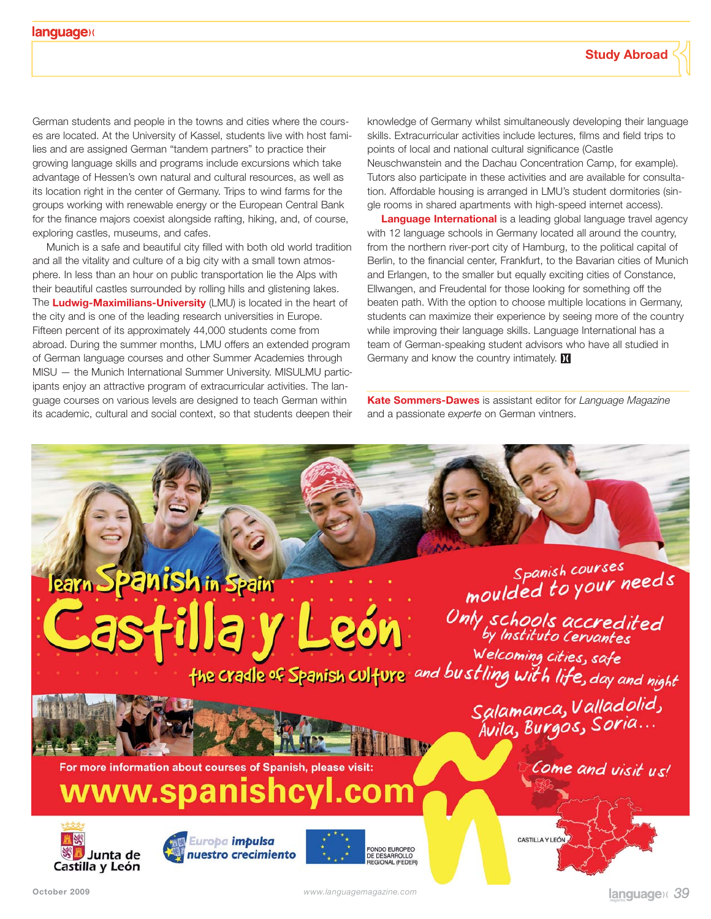German students and people in the towns and cities where the courses are located. At the University of Kassel, students live with host families and are assigned German "tandem partners" to practice their growing language skills and programs include excursions which take advantage of Hessen's own natural and cultural resources, as well as its location right in the center of Germany. Trips to wind farms for the groups working with renewable energy or the European Central Bank for the finance majors coexist alongside rafting, hiking, and, of course, exploring castles, museums, and cafes.

Munich is a safe and beautiful city filled with both old world tradition and all the vitality and culture of a big city with a small town atmosphere. In less than an hour on public transportation lie the Alps with their beautiful castles surrounded by rolling hills and glistening lakes. The **Ludwig-Maximilians-University** (LMU) is located in the heart of the city and is one of the leading research universities in Europe. Fifteen percent of its approximately 44,000 students come from abroad. During the summer months, LMU offers an extended program of German language courses and other Summer Academies through MISU — the Munich International Summer University. MISULMU participants enjoy an attractive program of extracurricular activities. The language courses on various levels are designed to teach German within its academic, cultural and social context, so that students deepen their knowledge of Germany whilst simultaneously developing their language skills. Extracurricular activities include lectures, films and field trips to points of local and national cultural significance (Castle Neuschwanstein and the Dachau Concentration Camp, for example). Tutors also participate in these activities and are available for consultation. Affordable housing is arranged in LMU's student dormitories (single rooms in shared apartments with high-speed internet access).

**Language International** is a leading global language travel agency with 12 language schools in Germany located all around the country, from the northern river-port city of Hamburg, to the political capital of Berlin, to the financial center, Frankfurt, to the Bavarian cities of Munich and Erlangen, to the smaller but equally exciting cities of Constance, Ellwangen, and Freudental for those looking for something off the beaten path. With the option to choose multiple locations in Germany, students can maximize their experience by seeing more of the country while improving their language skills. Language International has a team of German-speaking student advisors who have all studied in Germany and know the country intimately.

**Kate Sommers-Dawes** is assistant editor for *Language Magazine* and a passionate *experte* on German vintners.

learn Spanish in Spain

Castilla y León

the cradle of Spanish culture

Spanish courses moulded to your needs

Only schools accredited by Instituto Cervantes

Welcoming cities, safe and bustling with life, day and night

Salamanca, Valladolid, Ávila, Burgos, Soria...

For more information about courses of Spanish, please visit:

www.spanishcyl.com

Come and visit us!

CASTILLA Y LEÓN

Junta de Castilla y León

Europa impulsa nuestro crecimiento

FONDO EUROPEO DE DESARROLLO REGIONAL (FEDER)